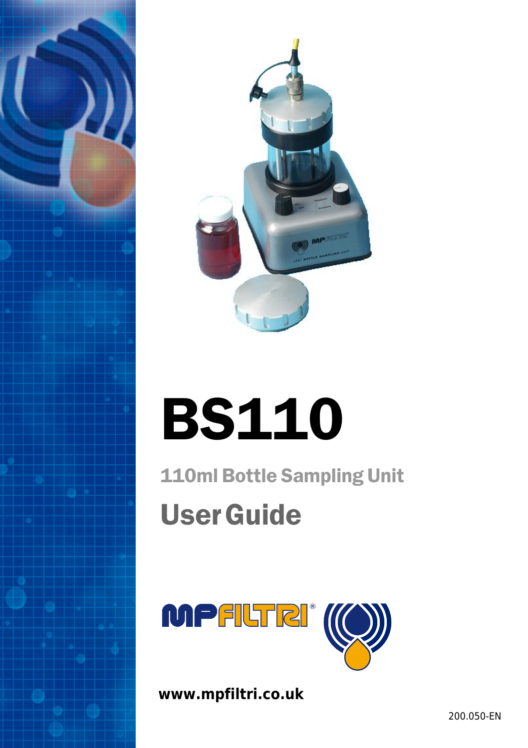# BS110

## 110ml Bottle Sampling Unit

## User Guide

www.mpfiltri.co.uk

200.050-EN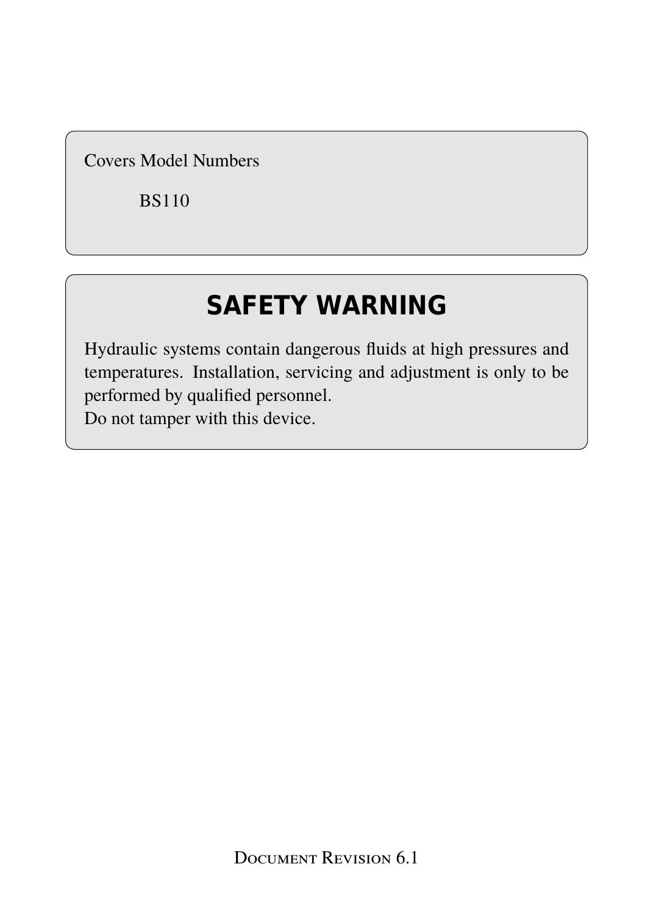Covers Model Numbers

BS110

## SAFETY WARNING

Hydraulic systems contain dangerous fluids at high pressures and temperatures. Installation, servicing and adjustment is only to be performed by qualified personnel.
Do not tamper with this device.

Document Revision 6.1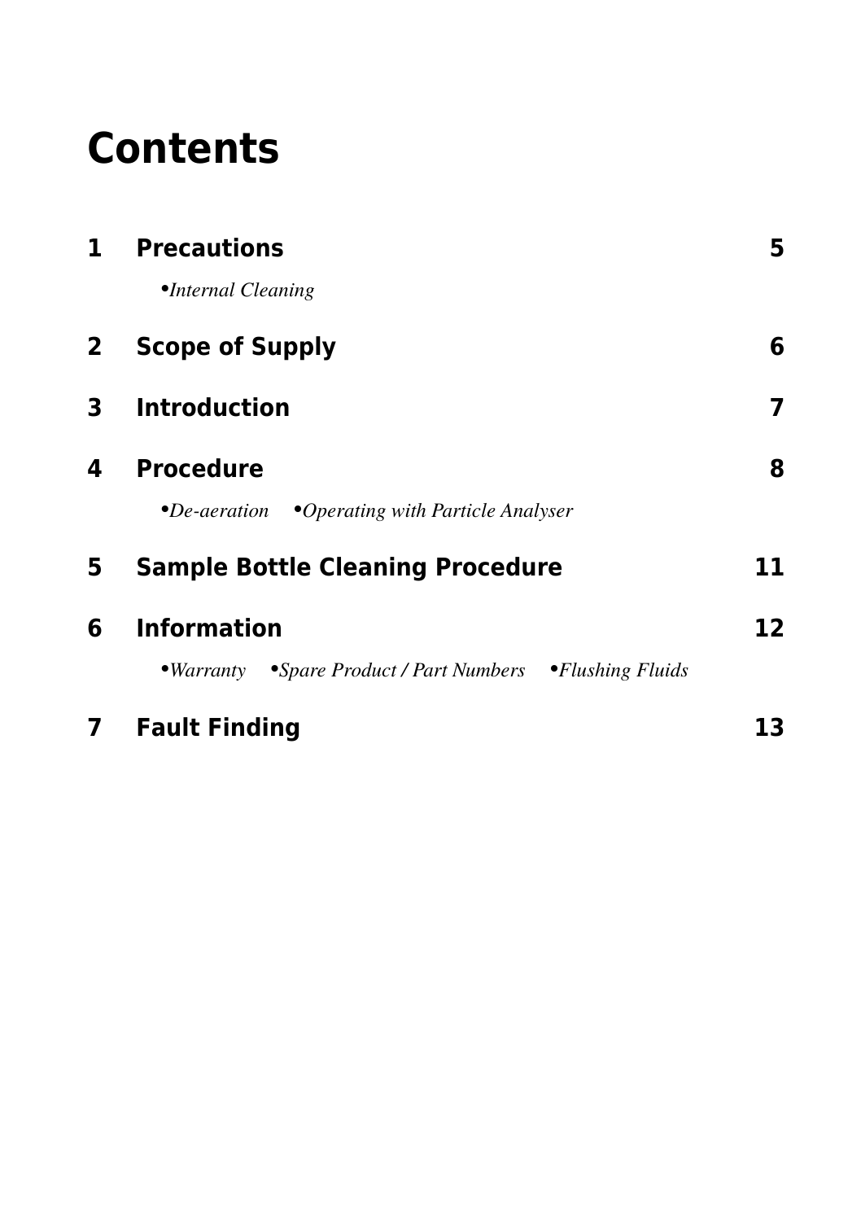# Contents

| | | |
|---|---|---|
| **1** | **Precautions** | **5** |
| | •*Internal Cleaning* | |
| **2** | **Scope of Supply** | **6** |
| **3** | **Introduction** | **7** |
| **4** | **Procedure** | **8** |
| | •*De-aeration* •*Operating with Particle Analyser* | |
| **5** | **Sample Bottle Cleaning Procedure** | **11** |
| **6** | **Information** | **12** |
| | •*Warranty* •*Spare Product / Part Numbers* •*Flushing Fluids* | |
| **7** | **Fault Finding** | **13** |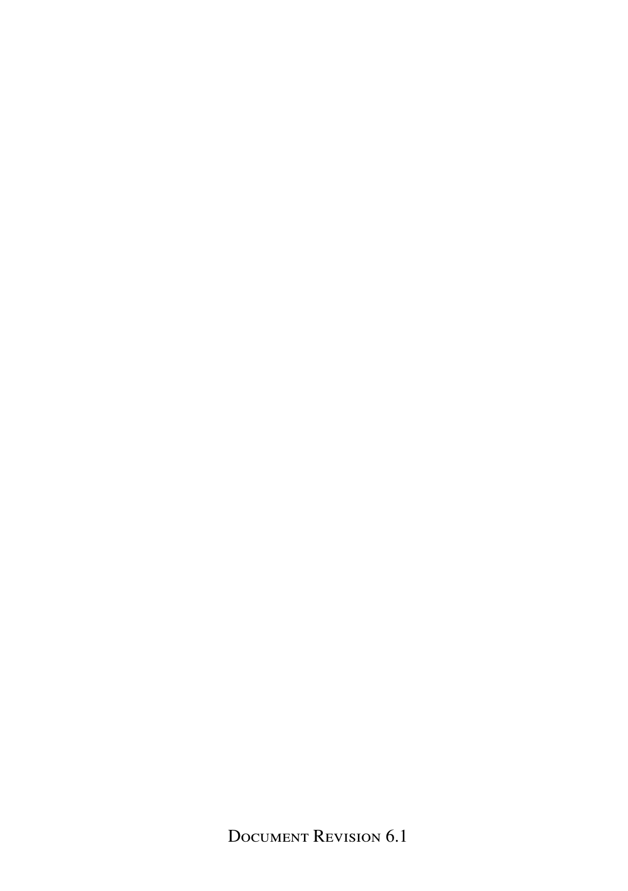Document Revision 6.1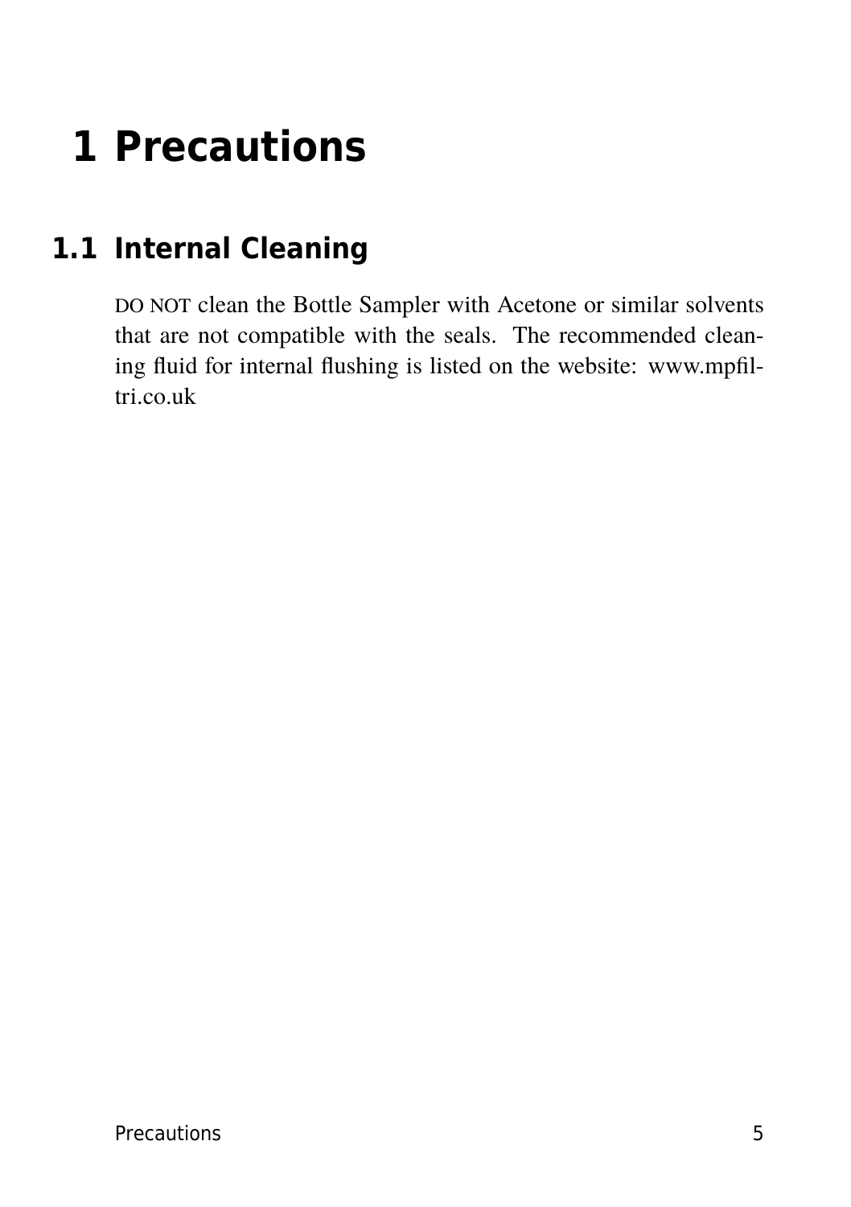# 1 Precautions

## 1.1 Internal Cleaning

DO NOT clean the Bottle Sampler with Acetone or similar solvents that are not compatible with the seals. The recommended cleaning fluid for internal flushing is listed on the website: www.mpfiltri.co.uk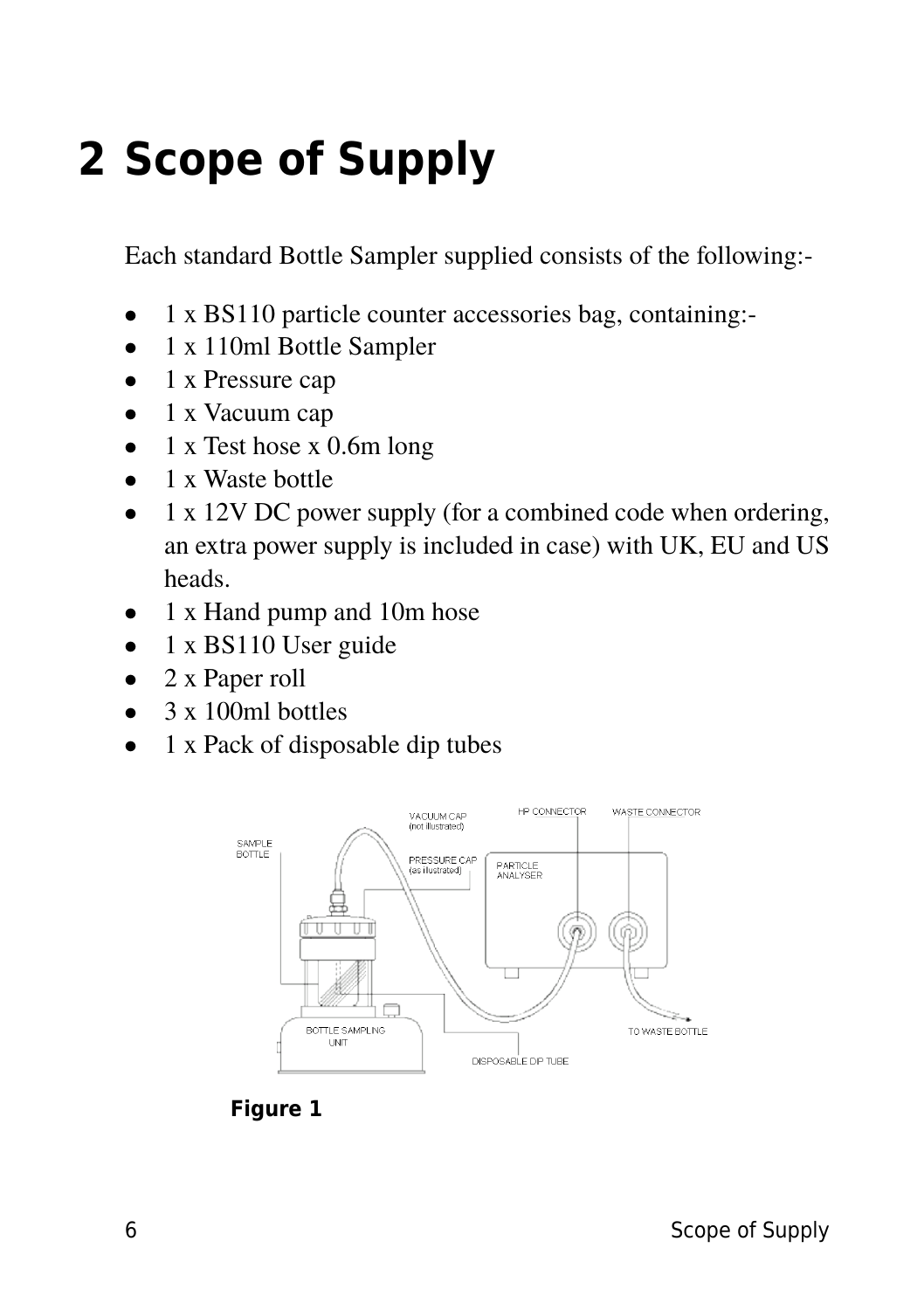# 2 Scope of Supply

Each standard Bottle Sampler supplied consists of the following:-

- 1 x BS110 particle counter accessories bag, containing:-
- 1 x 110ml Bottle Sampler
- 1 x Pressure cap
- 1 x Vacuum cap
- 1 x Test hose x 0.6m long
- 1 x Waste bottle
- 1 x 12V DC power supply (for a combined code when ordering, an extra power supply is included in case) with UK, EU and US heads.
- 1 x Hand pump and 10m hose
- 1 x BS110 User guide
- 2 x Paper roll
- 3 x 100ml bottles
- 1 x Pack of disposable dip tubes

**Figure 1**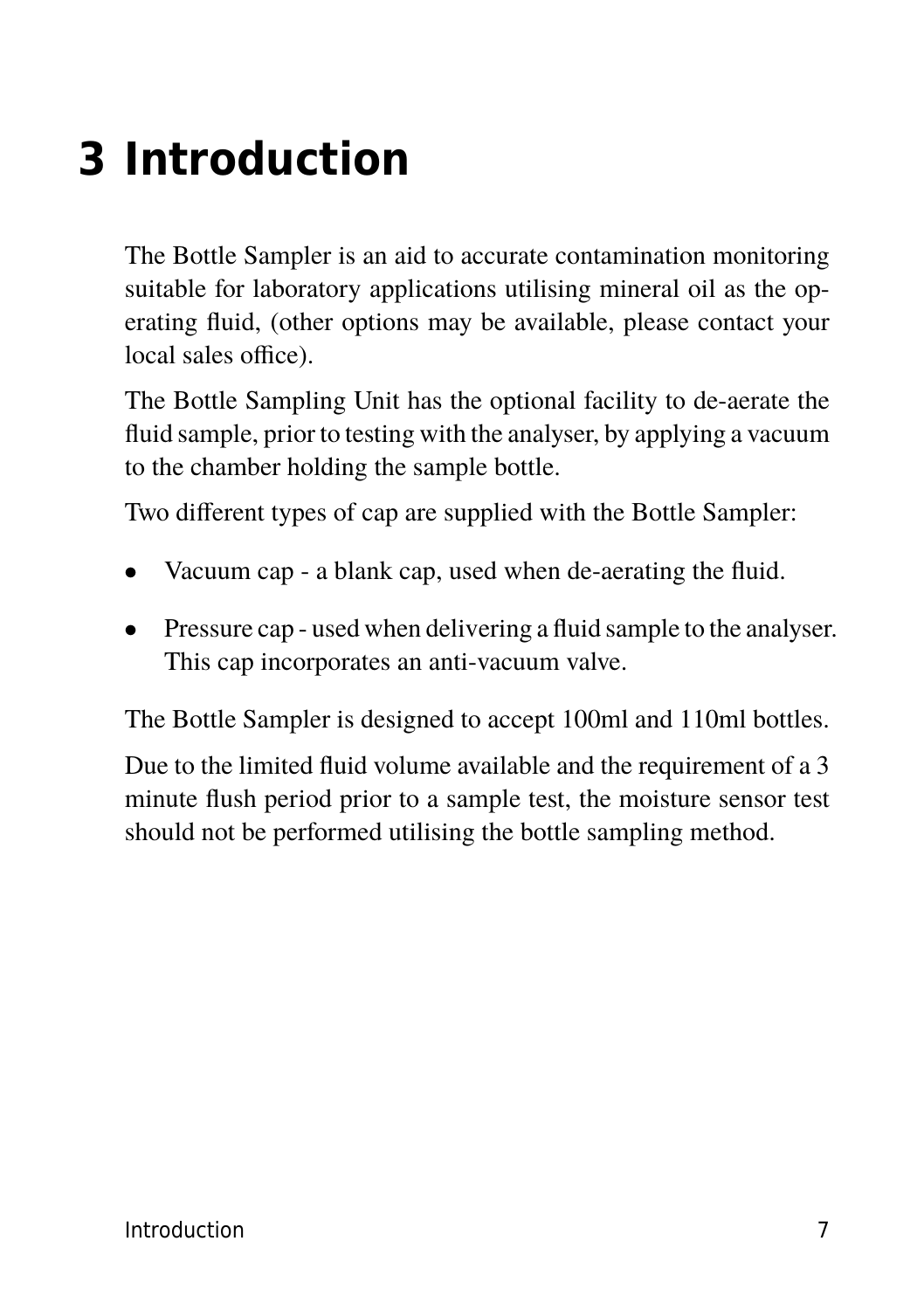# 3 Introduction

The Bottle Sampler is an aid to accurate contamination monitoring suitable for laboratory applications utilising mineral oil as the operating fluid, (other options may be available, please contact your local sales office).

The Bottle Sampling Unit has the optional facility to de-aerate the fluid sample, prior to testing with the analyser, by applying a vacuum to the chamber holding the sample bottle.

Two different types of cap are supplied with the Bottle Sampler:

- Vacuum cap - a blank cap, used when de-aerating the fluid.
- Pressure cap - used when delivering a fluid sample to the analyser. This cap incorporates an anti-vacuum valve.

The Bottle Sampler is designed to accept 100ml and 110ml bottles.

Due to the limited fluid volume available and the requirement of a 3 minute flush period prior to a sample test, the moisture sensor test should not be performed utilising the bottle sampling method.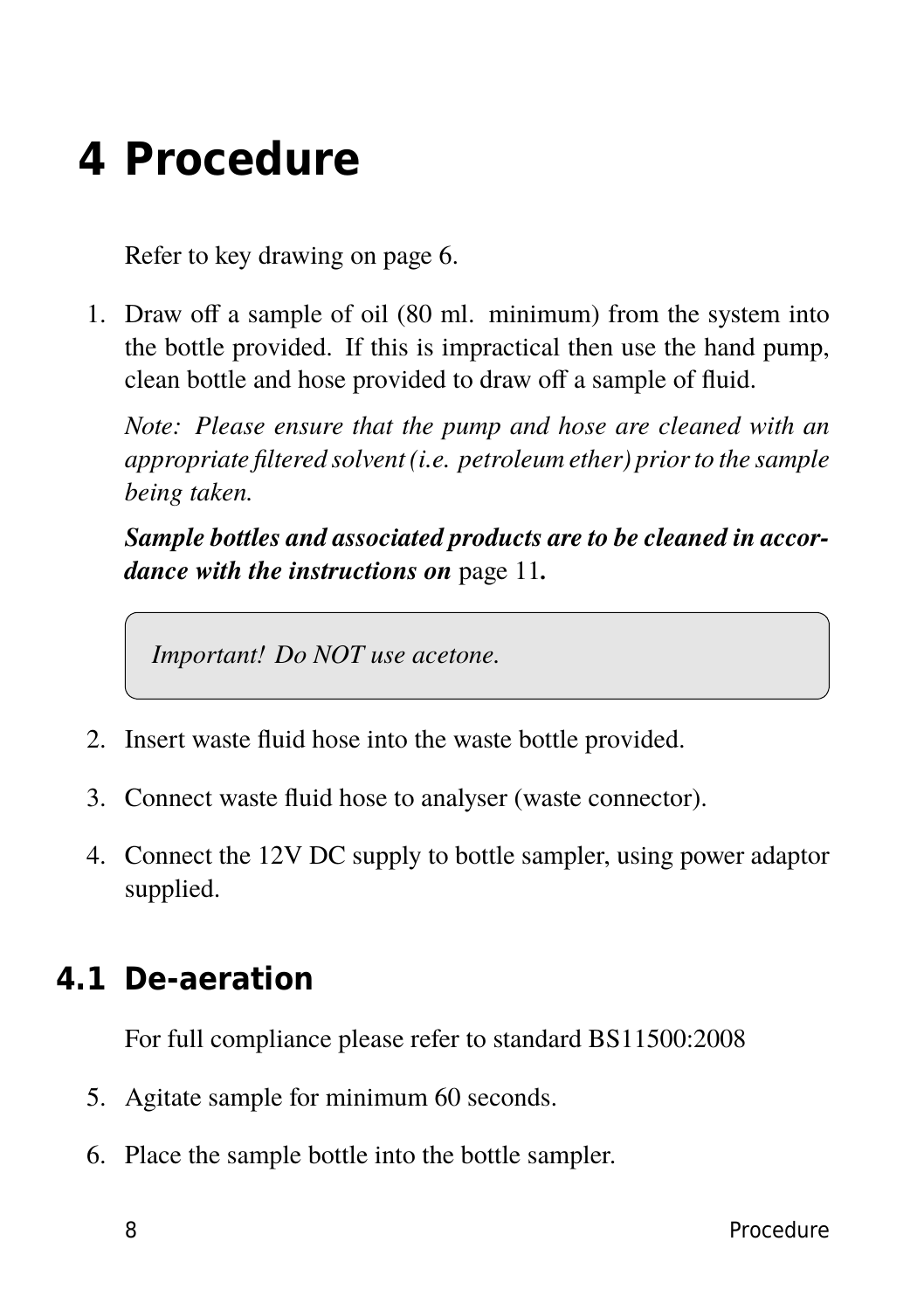# 4 Procedure

Refer to key drawing on page 6.

1. Draw off a sample of oil (80 ml. minimum) from the system into the bottle provided. If this is impractical then use the hand pump, clean bottle and hose provided to draw off a sample of fluid.

   *Note: Please ensure that the pump and hose are cleaned with an appropriate filtered solvent (i.e. petroleum ether) prior to the sample being taken.*

   ***Sample bottles and associated products are to be cleaned in accordance with the instructions on*** page 11**.**

   > *Important! Do NOT use acetone.*

2. Insert waste fluid hose into the waste bottle provided.

3. Connect waste fluid hose to analyser (waste connector).

4. Connect the 12V DC supply to bottle sampler, using power adaptor supplied.

## 4.1 De-aeration

For full compliance please refer to standard BS11500:2008

5. Agitate sample for minimum 60 seconds.

6. Place the sample bottle into the bottle sampler.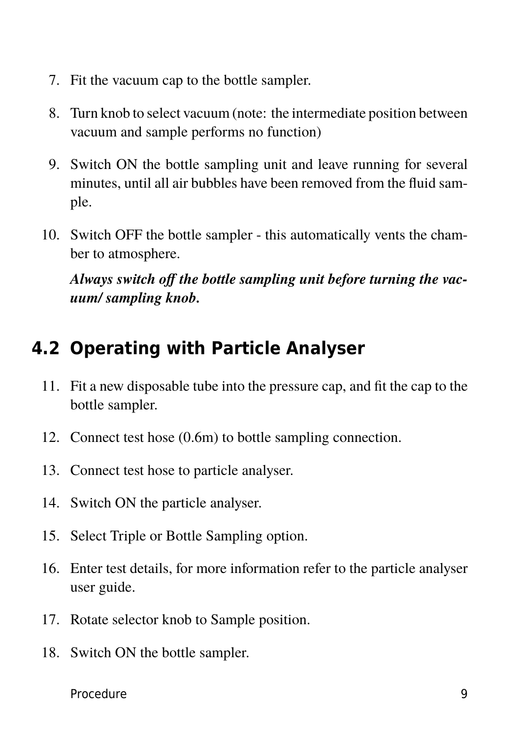7. Fit the vacuum cap to the bottle sampler.

8. Turn knob to select vacuum (note: the intermediate position between vacuum and sample performs no function)

9. Switch ON the bottle sampling unit and leave running for several minutes, until all air bubbles have been removed from the fluid sample.

10. Switch OFF the bottle sampler - this automatically vents the chamber to atmosphere.

    ***Always switch off the bottle sampling unit before turning the vacuum/ sampling knob.***

## 4.2 Operating with Particle Analyser

11. Fit a new disposable tube into the pressure cap, and fit the cap to the bottle sampler.

12. Connect test hose (0.6m) to bottle sampling connection.

13. Connect test hose to particle analyser.

14. Switch ON the particle analyser.

15. Select Triple or Bottle Sampling option.

16. Enter test details, for more information refer to the particle analyser user guide.

17. Rotate selector knob to Sample position.

18. Switch ON the bottle sampler.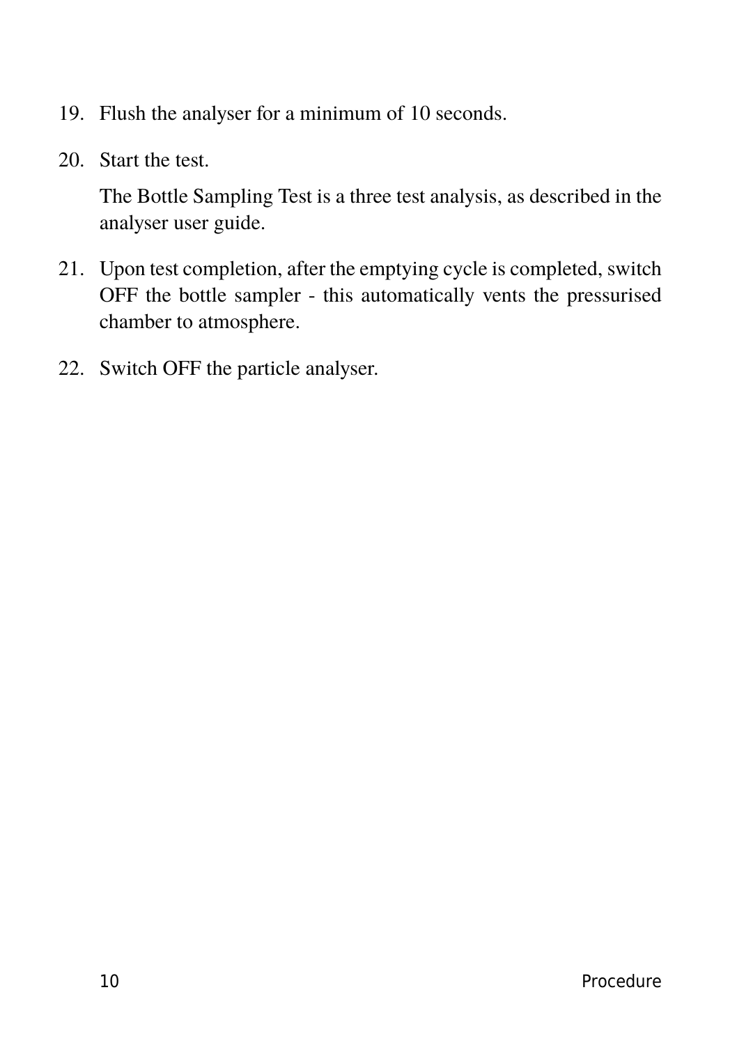19. Flush the analyser for a minimum of 10 seconds.

20. Start the test.

    The Bottle Sampling Test is a three test analysis, as described in the analyser user guide.

21. Upon test completion, after the emptying cycle is completed, switch OFF the bottle sampler - this automatically vents the pressurised chamber to atmosphere.

22. Switch OFF the particle analyser.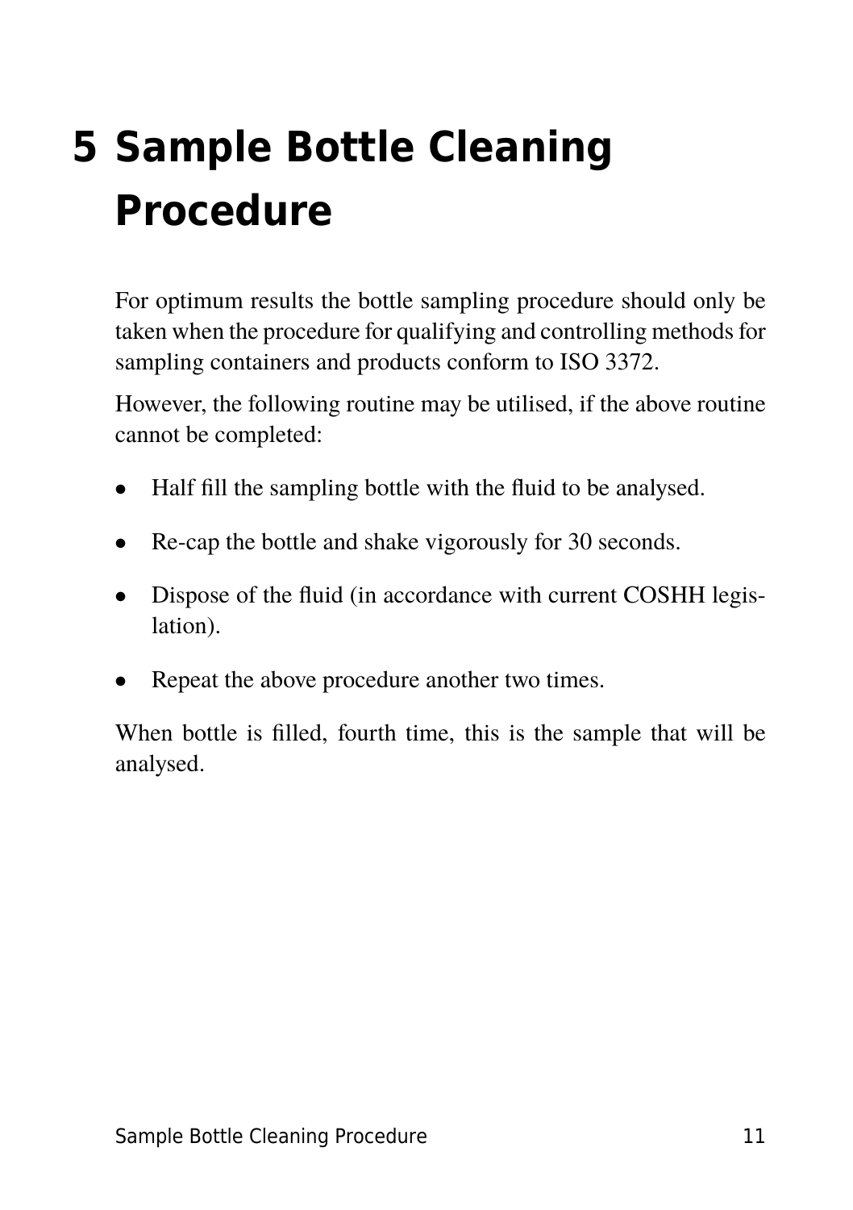# 5 Sample Bottle Cleaning Procedure

For optimum results the bottle sampling procedure should only be taken when the procedure for qualifying and controlling methods for sampling containers and products conform to ISO 3372.

However, the following routine may be utilised, if the above routine cannot be completed:

- Half fill the sampling bottle with the fluid to be analysed.
- Re-cap the bottle and shake vigorously for 30 seconds.
- Dispose of the fluid (in accordance with current COSHH legislation).
- Repeat the above procedure another two times.

When bottle is filled, fourth time, this is the sample that will be analysed.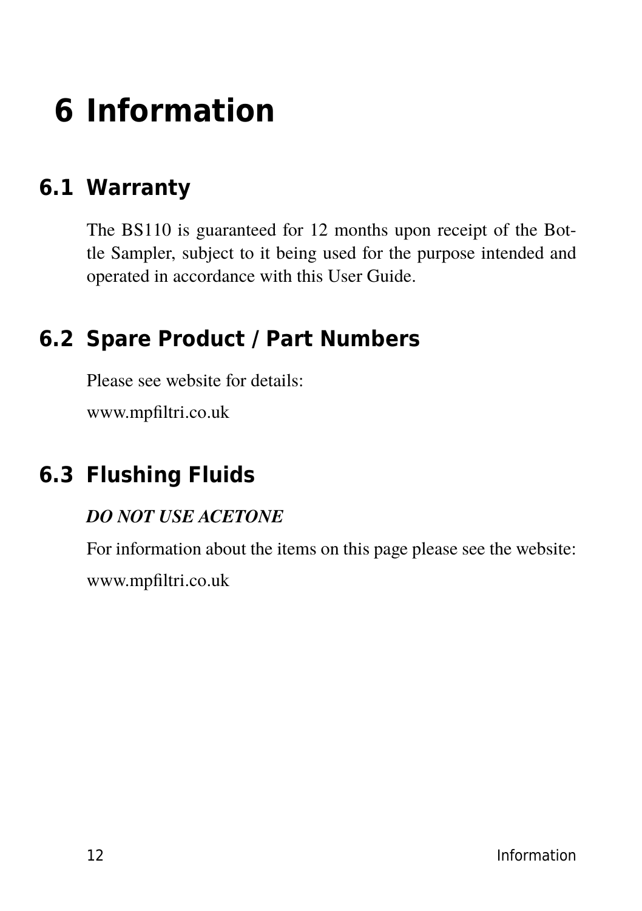# 6 Information

## 6.1 Warranty

The BS110 is guaranteed for 12 months upon receipt of the Bottle Sampler, subject to it being used for the purpose intended and operated in accordance with this User Guide.

## 6.2 Spare Product / Part Numbers

Please see website for details:

www.mpfiltri.co.uk

## 6.3 Flushing Fluids

***DO NOT USE ACETONE***

For information about the items on this page please see the website:

www.mpfiltri.co.uk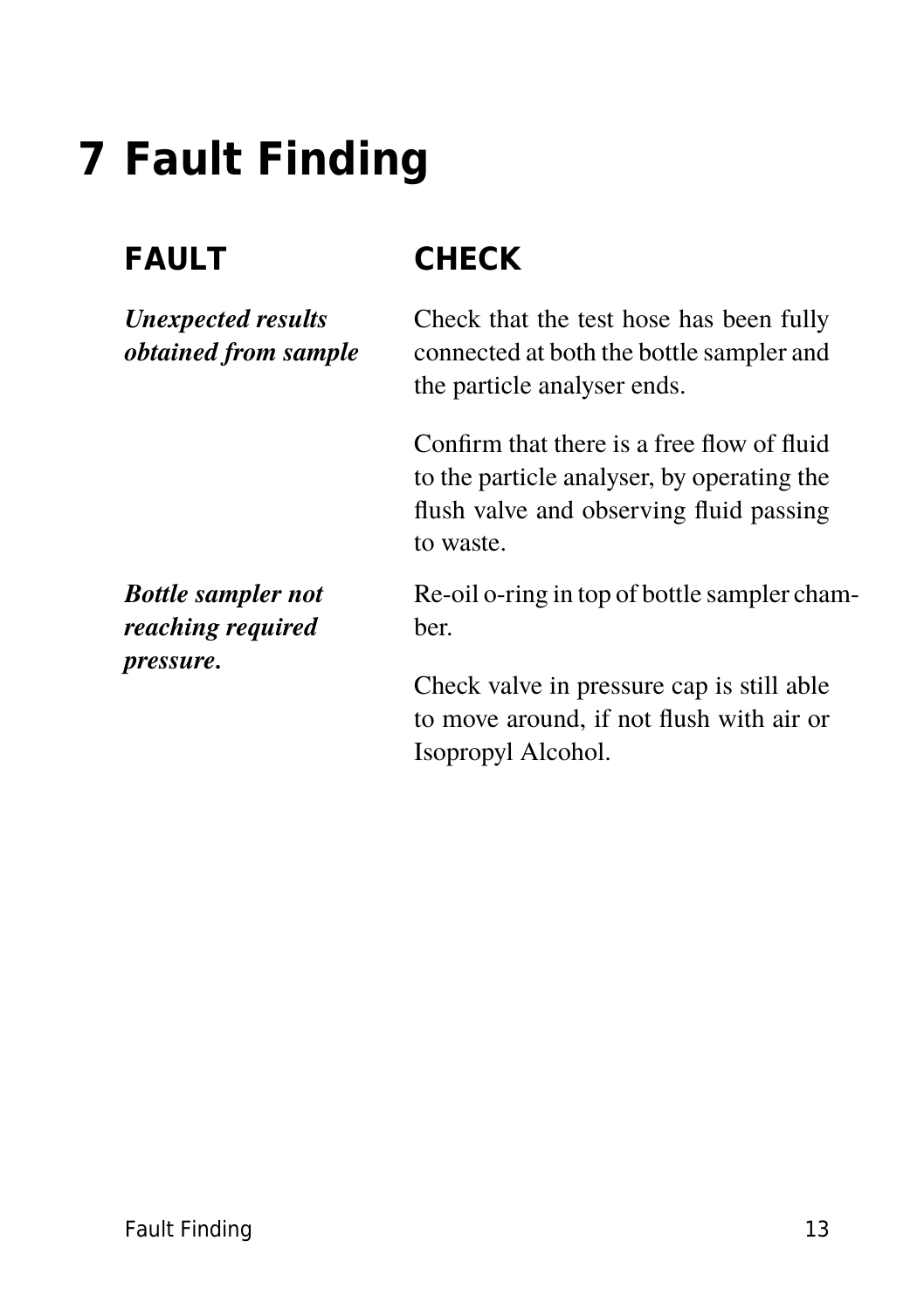# 7 Fault Finding

| FAULT | CHECK |
|---|---|
| ***Unexpected results obtained from sample*** | Check that the test hose has been fully connected at both the bottle sampler and the particle analyser ends. |
| | Confirm that there is a free flow of fluid to the particle analyser, by operating the flush valve and observing fluid passing to waste. |
| ***Bottle sampler not reaching required pressure.*** | Re-oil o-ring in top of bottle sampler chamber. |
| | Check valve in pressure cap is still able to move around, if not flush with air or Isopropyl Alcohol. |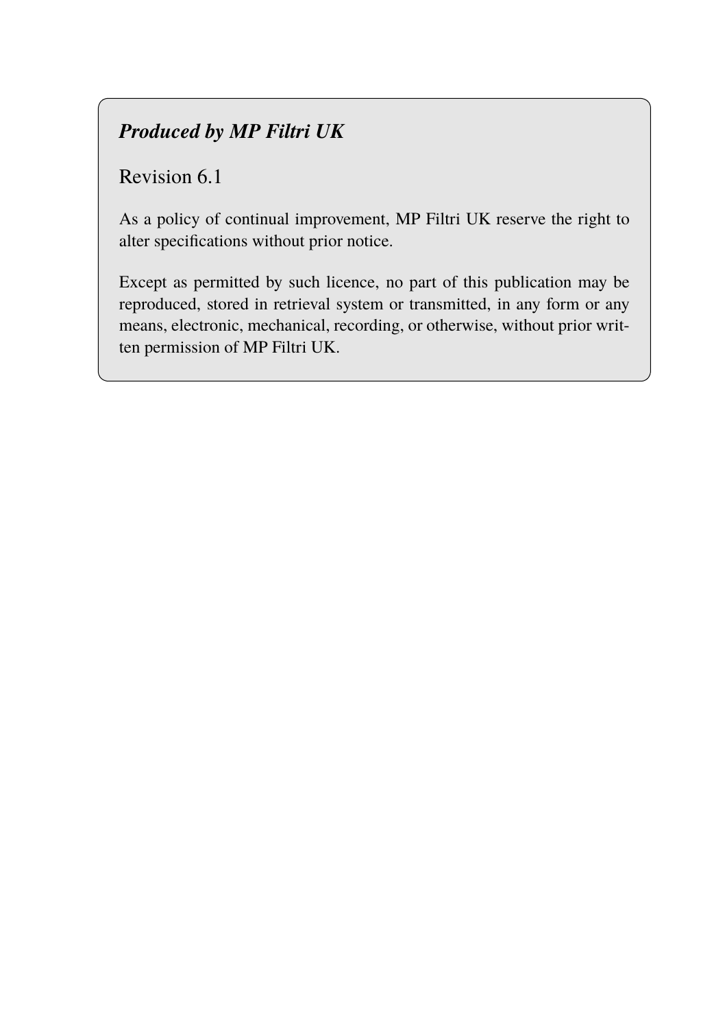***Produced by MP Filtri UK***

Revision 6.1

As a policy of continual improvement, MP Filtri UK reserve the right to alter specifications without prior notice.

Except as permitted by such licence, no part of this publication may be reproduced, stored in retrieval system or transmitted, in any form or any means, electronic, mechanical, recording, or otherwise, without prior written permission of MP Filtri UK.